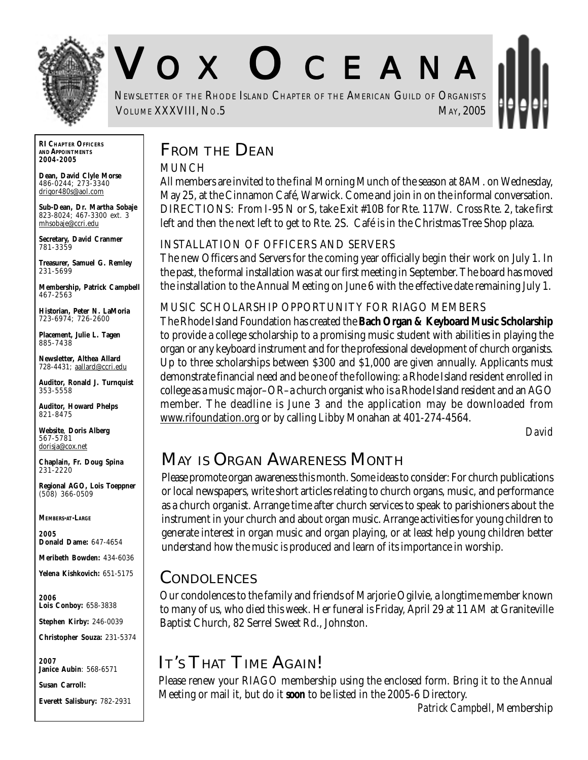# VOX OCEANA

NEWSLETTER OF THE RHODE ISLAND CHAPTER OF THE AMERICAN GUILD OF ORGANISTS

VOLUME XXXVIII, NO.5 — MAY, 2005

**RI CHAPTER OFFICERS AND APPOINTMENTS 2004-2005**

**Dean, David Clyle Morse**
486-0244; 273-3340
drigor480s@aol.com

**Sub-Dean, Dr. Martha Sobaje**
823-8024; 467-3300 ext. 3
mhsobaje@ccri.edu

**Secretary, David Cranmer**
781-3359

**Treasurer, Samuel G. Remley**
231-5699

**Membership, Patrick Campbell**
467-2563

**Historian, Peter N. LaMoria**
723-6974; 726-2600

**Placement, Julie L. Tagen**
885-7438

**Newsletter, Althea Allard**
728-4431; aallard@ccri.edu

**Auditor, Ronald J. Turnquist**
353-5558

**Auditor, Howard Phelps**
821-8475

**Website, Doris Alberg**
567-5781
dorisja@cox.net

**Chaplain, Fr. Doug Spina**
231-2220

**Regional AGO, Lois Toeppner**
(508) 366-0509

**MEMBERS-AT-LARGE**

**2005**
**Donald Dame:** 647-4654
**Meribeth Bowden:** 434-6036
**Yelena Kishkovich:** 651-5175

**2006**
**Lois Conboy:** 658-3838
**Stephen Kirby:** 246-0039
**Christopher Souza:** 231-5374

**2007**
**Janice Aubin**: 568-6571
**Susan Carroll:**
**Everett Salisbury:** 782-2931

## FROM THE DEAN

### MUNCH

All members are invited to the final Morning Munch of the season at 8AM. on Wednesday, May 25, at the Cinnamon Café, Warwick. Come and join in on the informal conversation. DIRECTIONS: From I-95 N or S, take Exit #10B for Rte. 117W. Cross Rte. 2, take first left and then the next left to get to Rte. 2S. Café is in the Christmas Tree Shop plaza.

### INSTALLATION OF OFFICERS AND SERVERS

The new Officers and Servers for the coming year officially begin their work on July 1. In the past, the formal installation was at our first meeting in September. The board has moved the installation to the Annual Meeting on June 6 with the effective date remaining July 1.

### MUSIC SCHOLARSHIP OPPORTUNITY FOR RIAGO MEMBERS

The Rhode Island Foundation has created the **Bach Organ & Keyboard Music Scholarship** to provide a college scholarship to a promising music student with abilities in playing the organ or any keyboard instrument and for the professional development of church organists. Up to three scholarships between $300 and $1,000 are given annually. Applicants must demonstrate financial need and be one of the following: a Rhode Island resident enrolled in college as a music major–OR–a church organist who is a Rhode Island resident and an AGO member. The deadline is June 3 and the application may be downloaded from www.rifoundation.org or by calling Libby Monahan at 401-274-4564.

*David*

## MAY IS ORGAN AWARENESS MONTH

Please promote organ awareness this month. Some ideas to consider: For church publications or local newspapers, write short articles relating to church organs, music, and performance as a church organist. Arrange time after church services to speak to parishioners about the instrument in your church and about organ music. Arrange activities for young children to generate interest in organ music and organ playing, or at least help young children better understand how the music is produced and learn of its importance in worship.

## CONDOLENCES

Our condolences to the family and friends of Marjorie Ogilvie, a longtime member known to many of us, who died this week. Her funeral is Friday, April 29 at 11 AM at Graniteville Baptist Church, 82 Serrel Sweet Rd., Johnston.

## IT'S THAT TIME AGAIN!

Please renew your RIAGO membership using the enclosed form. Bring it to the Annual Meeting or mail it, but do it **soon** to be listed in the 2005-6 Directory.

*Patrick Campbell*, Membership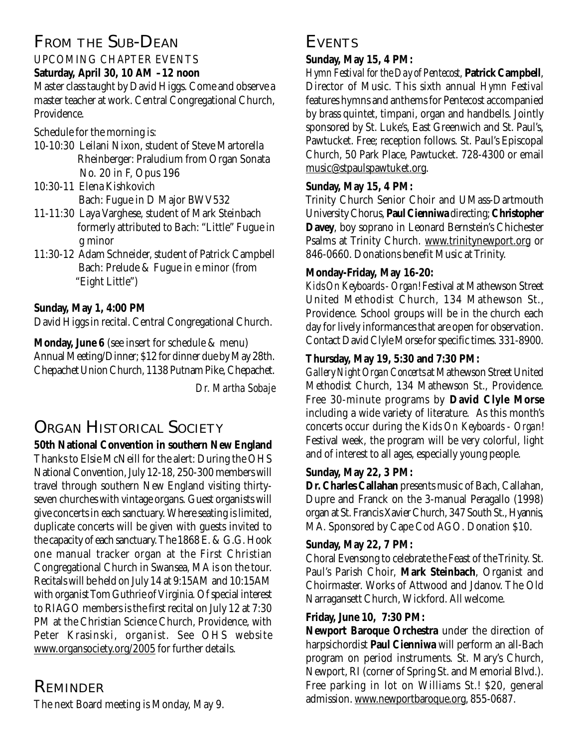## FROM THE SUB-DEAN

UPCOMING CHAPTER EVENTS

**Saturday, April 30, 10 AM – 12 noon**

Master class taught by David Higgs. Come and observe a master teacher at work. Central Congregational Church, Providence.

Schedule for the morning is:

- 10-10:30 Leilani Nixon, student of Steve Martorella
  Rheinberger: Praludium from Organ Sonata No. 20 in F, Opus 196
- 10:30-11 Elena Kishkovich
  Bach: Fugue in D Major BWV532
- 11-11:30 Laya Varghese, student of Mark Steinbach
  formerly attributed to Bach: "Little" Fugue in g minor
- 11:30-12 Adam Schneider, student of Patrick Campbell
  Bach: Prelude & Fugue in e minor (from "Eight Little")

**Sunday, May 1, 4:00 PM**

David Higgs in recital. Central Congregational Church.

**Monday, June 6** (see insert for schedule & menu)
Annual Meeting/Dinner; $12 for dinner due by May 28th. Chepachet Union Church, 1138 Putnam Pike, Chepachet.

*Dr. Martha Sobaje*

## ORGAN HISTORICAL SOCIETY

**50th National Convention in southern New England**

Thanks to Elsie McNeill for the alert: During the OHS National Convention, July 12-18, 250-300 members will travel through southern New England visiting thirty-seven churches with vintage organs. Guest organists will give concerts in each sanctuary. Where seating is limited, duplicate concerts will be given with guests invited to the capacity of each sanctuary. The 1868 E. & G.G. Hook one manual tracker organ at the First Christian Congregational Church in Swansea, MA is on the tour. Recitals will be held on July 14 at 9:15AM and 10:15AM with organist Tom Guthrie of Virginia. Of special interest to RIAGO members is the first recital on July 12 at 7:30 PM at the Christian Science Church, Providence, with Peter Krasinski, organist. See OHS website www.organsociety.org/2005 for further details.

## REMINDER

The next Board meeting is Monday, May 9.

## EVENTS

**Sunday, May 15, 4 PM:**

*Hymn Festival for the Day of Pentecost*, **Patrick Campbell**, Director of Music. This sixth annual *Hymn Festival* features hymns and anthems for Pentecost accompanied by brass quintet, timpani, organ and handbells. Jointly sponsored by St. Luke's, East Greenwich and St. Paul's, Pawtucket. Free; reception follows. St. Paul's Episcopal Church, 50 Park Place, Pawtucket. 728-4300 or email music@stpaulspawtuket.org.

**Sunday, May 15, 4 PM:**

Trinity Church Senior Choir and UMass-Dartmouth University Chorus, **Paul Cienniwa** directing; **Christopher Davey**, boy soprano in Leonard Bernstein's Chichester Psalms at Trinity Church. www.trinitynewport.org or 846-0660. Donations benefit Music at Trinity.

**Monday-Friday, May 16-20:**

*Kids On Keyboards - Organ!* Festival at Mathewson Street United Methodist Church, 134 Mathewson St., Providence. School groups will be in the church each day for lively informances that are open for observation. Contact David Clyle Morse for specific times. 331-8900.

**Thursday, May 19, 5:30 and 7:30 PM:**

*Gallery Night Organ Concerts* at Mathewson Street United Methodist Church, 134 Mathewson St., Providence. Free 30-minute programs by **David Clyle Morse** including a wide variety of literature. As this month's concerts occur during the *Kids On Keyboards - Organ!* Festival week, the program will be very colorful, light and of interest to all ages, especially young people.

**Sunday, May 22, 3 PM:**

**Dr. Charles Callahan** presents music of Bach, Callahan, Dupre and Franck on the 3-manual Peragallo (1998) organ at St. Francis Xavier Church, 347 South St., Hyannis, MA. Sponsored by Cape Cod AGO. Donation $10.

**Sunday, May 22, 7 PM:**

Choral Evensong to celebrate the Feast of the Trinity. St. Paul's Parish Choir, **Mark Steinbach**, Organist and Choirmaster. Works of Attwood and Jdanov. The Old Narragansett Church, Wickford. All welcome.

**Friday, June 10, 7:30 PM:**

**Newport Baroque Orchestra** under the direction of harpsichordist **Paul Cienniwa** will perform an all-Bach program on period instruments. St. Mary's Church, Newport, RI (corner of Spring St. and Memorial Blvd.). Free parking in lot on Williams St.! $20, general admission. www.newportbaroque.org, 855-0687.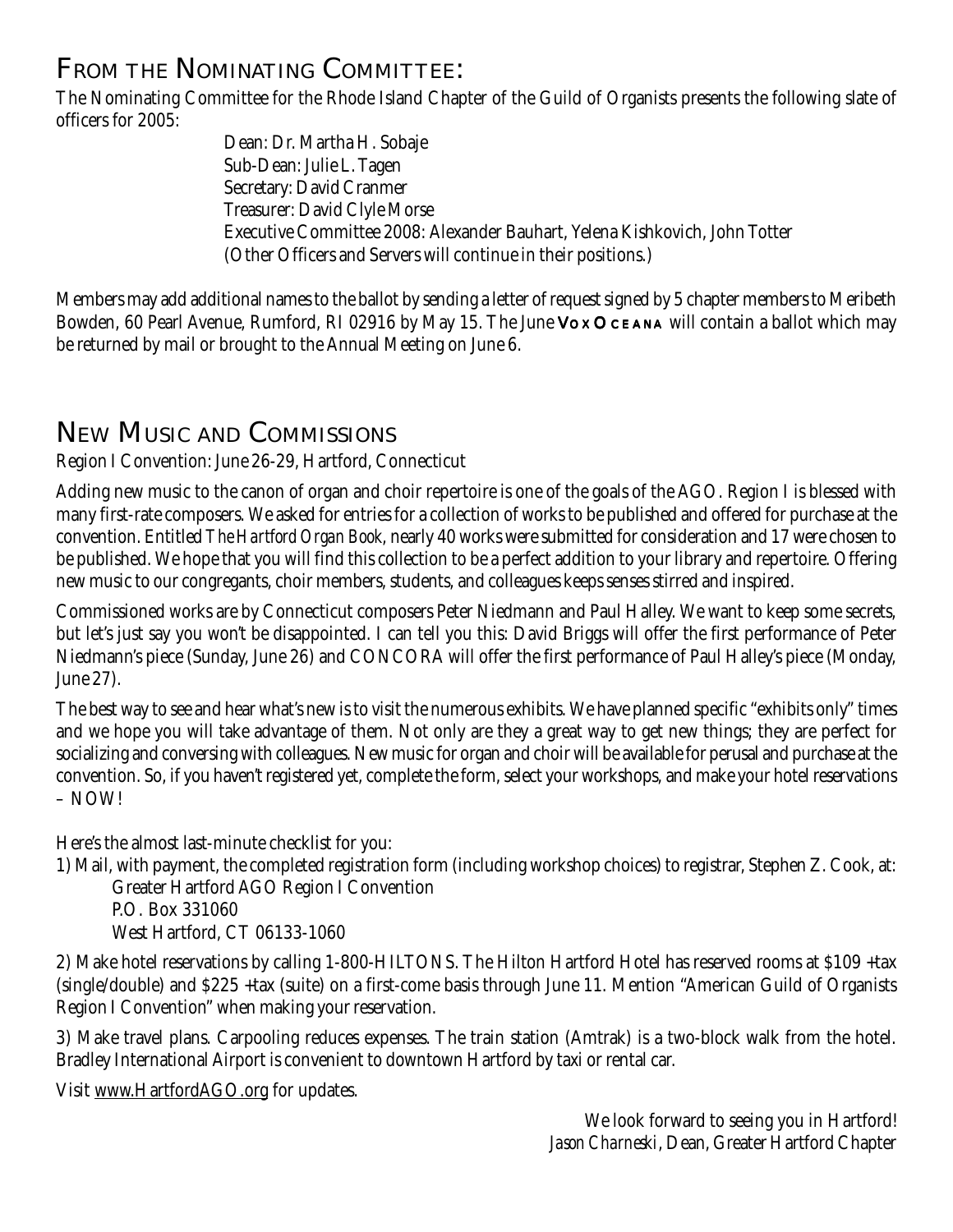## From the Nominating Committee:

The Nominating Committee for the Rhode Island Chapter of the Guild of Organists presents the following slate of officers for 2005:

Dean: Dr. Martha H. Sobaje
Sub-Dean: Julie L. Tagen
Secretary: David Cranmer
Treasurer: David Clyle Morse
Executive Committee 2008: Alexander Bauhart, Yelena Kishkovich, John Totter
(Other Officers and Servers will continue in their positions.)

Members may add additional names to the ballot by sending a letter of request signed by 5 chapter members to Meribeth Bowden, 60 Pearl Avenue, Rumford, RI 02916 by May 15. The June Vox Oceana will contain a ballot which may be returned by mail or brought to the Annual Meeting on June 6.

## New Music and Commissions

Region I Convention: June 26-29, Hartford, Connecticut

Adding new music to the canon of organ and choir repertoire is one of the goals of the AGO. Region I is blessed with many first-rate composers. We asked for entries for a collection of works to be published and offered for purchase at the convention. Entitled *The Hartford Organ Book*, nearly 40 works were submitted for consideration and 17 were chosen to be published. We hope that you will find this collection to be a perfect addition to your library and repertoire. Offering new music to our congregants, choir members, students, and colleagues keeps senses stirred and inspired.

Commissioned works are by Connecticut composers Peter Niedmann and Paul Halley. We want to keep some secrets, but let's just say you won't be disappointed. I can tell you this: David Briggs will offer the first performance of Peter Niedmann's piece (Sunday, June 26) and CONCORA will offer the first performance of Paul Halley's piece (Monday, June 27).

The best way to see and hear what's new is to visit the numerous exhibits. We have planned specific "exhibits only" times and we hope you will take advantage of them. Not only are they a great way to get new things; they are perfect for socializing and conversing with colleagues. New music for organ and choir will be available for perusal and purchase at the convention. So, if you haven't registered yet, complete the form, select your workshops, and make your hotel reservations – NOW!

Here's the almost last-minute checklist for you:

1) Mail, with payment, the completed registration form (including workshop choices) to registrar, Stephen Z. Cook, at:
Greater Hartford AGO Region I Convention
P.O. Box 331060
West Hartford, CT 06133-1060

2) Make hotel reservations by calling 1-800-HILTONS. The Hilton Hartford Hotel has reserved rooms at $109 +tax (single/double) and $225 +tax (suite) on a first-come basis through June 11. Mention "American Guild of Organists Region I Convention" when making your reservation.

3) Make travel plans. Carpooling reduces expenses. The train station (Amtrak) is a two-block walk from the hotel. Bradley International Airport is convenient to downtown Hartford by taxi or rental car.

Visit www.HartfordAGO.org for updates.

We look forward to seeing you in Hartford!
*Jason Charneski*, Dean, Greater Hartford Chapter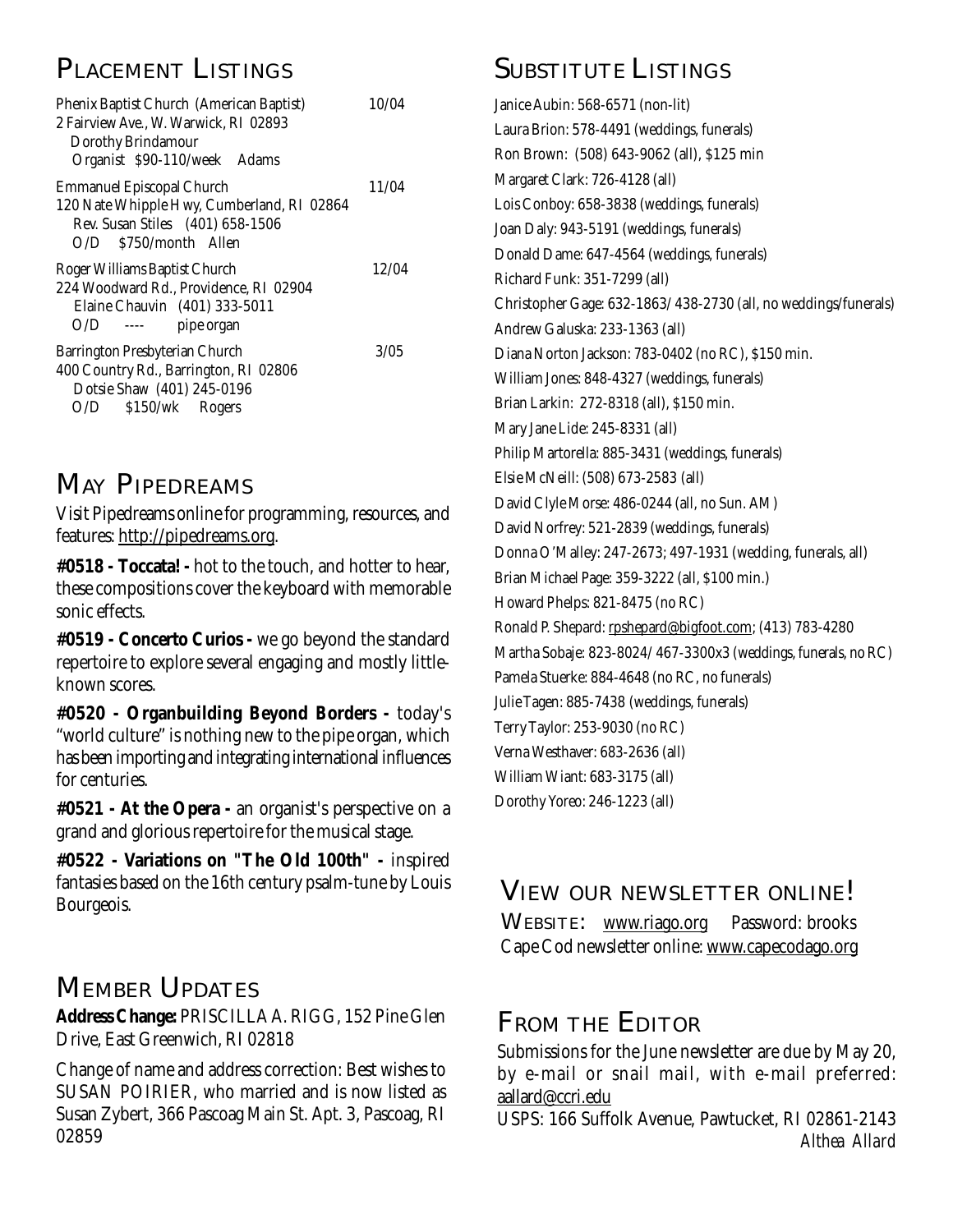## Placement Listings

Phenix Baptist Church (American Baptist) 10/04
2 Fairview Ave., W. Warwick, RI 02893
Dorothy Brindamour
Organist $90-110/week Adams

Emmanuel Episcopal Church 11/04
120 Nate Whipple Hwy, Cumberland, RI 02864
Rev. Susan Stiles (401) 658-1506
O/D $750/month Allen

Roger Williams Baptist Church 12/04
224 Woodward Rd., Providence, RI 02904
Elaine Chauvin (401) 333-5011
O/D ---- pipe organ

Barrington Presbyterian Church 3/05
400 Country Rd., Barrington, RI 02806
Dotsie Shaw (401) 245-0196
O/D $150/wk Rogers

## May Pipedreams

Visit Pipedreams online for programming, resources, and features: http://pipedreams.org.

**#0518 - Toccata! -** hot to the touch, and hotter to hear, these compositions cover the keyboard with memorable sonic effects.

**#0519 - Concerto Curios -** we go beyond the standard repertoire to explore several engaging and mostly little-known scores.

**#0520 - Organbuilding Beyond Borders -** today's "world culture" is nothing new to the pipe organ, which has been importing and integrating international influences for centuries.

**#0521 - At the Opera -** an organist's perspective on a grand and glorious repertoire for the musical stage.

**#0522 - Variations on "The Old 100th" -** inspired fantasies based on the 16th century psalm-tune by Louis Bourgeois.

## Member Updates

**Address Change:** PRISCILLA A. RIGG, 152 Pine Glen Drive, East Greenwich, RI 02818

Change of name and address correction: Best wishes to SUSAN POIRIER, who married and is now listed as Susan Zybert, 366 Pascoag Main St. Apt. 3, Pascoag, RI 02859

## Substitute Listings

Janice Aubin: 568-6571 (non-lit)
Laura Brion: 578-4491 (weddings, funerals)
Ron Brown: (508) 643-9062 (all), $125 min
Margaret Clark: 726-4128 (all)
Lois Conboy: 658-3838 (weddings, funerals)
Joan Daly: 943-5191 (weddings, funerals)
Donald Dame: 647-4564 (weddings, funerals)
Richard Funk: 351-7299 (all)
Christopher Gage: 632-1863/ 438-2730 (all, no weddings/funerals)
Andrew Galuska: 233-1363 (all)
Diana Norton Jackson: 783-0402 (no RC), $150 min.
William Jones: 848-4327 (weddings, funerals)
Brian Larkin: 272-8318 (all), $150 min.
Mary Jane Lide: 245-8331 (all)
Philip Martorella: 885-3431 (weddings, funerals)
Elsie McNeill: (508) 673-2583 (all)
David Clyle Morse: 486-0244 (all, no Sun. AM)
David Norfrey: 521-2839 (weddings, funerals)
Donna O'Malley: 247-2673; 497-1931 (wedding, funerals, all)
Brian Michael Page: 359-3222 (all, $100 min.)
Howard Phelps: 821-8475 (no RC)
Ronald P. Shepard: rpshepard@bigfoot.com; (413) 783-4280
Martha Sobaje: 823-8024/ 467-3300x3 (weddings, funerals, no RC)
Pamela Stuerke: 884-4648 (no RC, no funerals)
Julie Tagen: 885-7438 (weddings, funerals)
Terry Taylor: 253-9030 (no RC)
Verna Westhaver: 683-2636 (all)
William Wiant: 683-3175 (all)
Dorothy Yoreo: 246-1223 (all)

## View our newsletter online!

Website: www.riago.org Password: brooks
Cape Cod newsletter online: www.capecodago.org

## From the Editor

Submissions for the June newsletter are due by May 20, by e-mail or snail mail, with e-mail preferred: aallard@ccri.edu
USPS: 166 Suffolk Avenue, Pawtucket, RI 02861-2143

*Althea Allard*